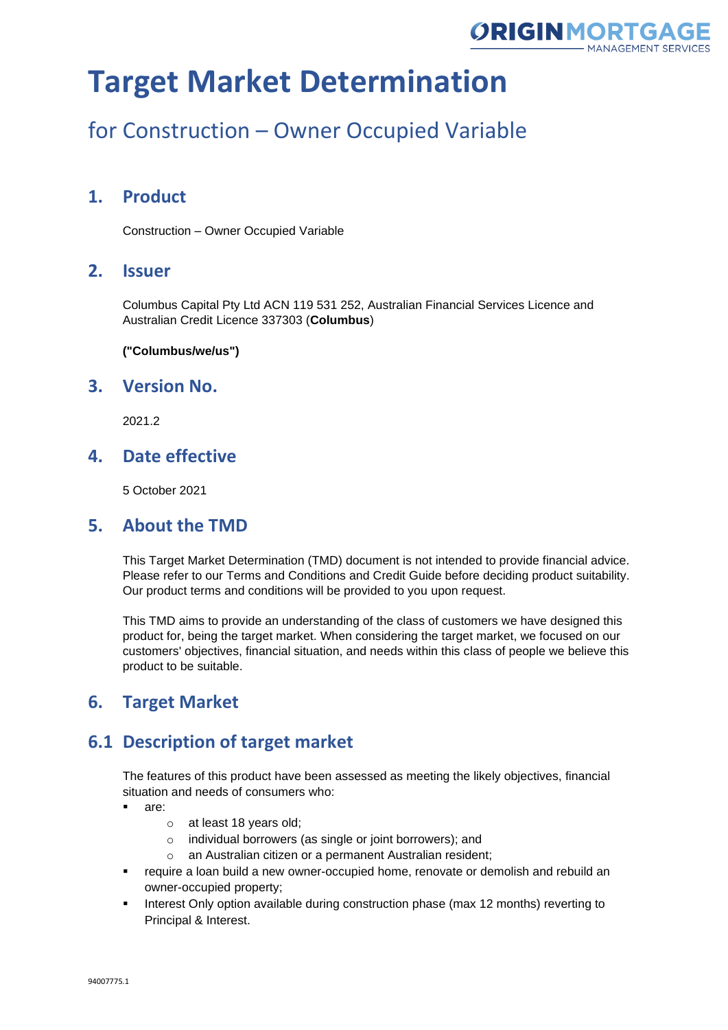# Target Market Determination

## for Construction – Owner Occupied Variable

## 1. Product

Construction – Owner Occupied Variable

## 2. Issuer

Columbus Capital Pty Ltd ACN 119 531 252, Australian Financial Services Licence and Australian Credit Licence 337303 (**Columbus**)

**("Columbus/we/us")**

## 3. Version No.

2021.2

## 4. Date effective

5 October 2021

## 5. About the TMD

This Target Market Determination (TMD) document is not intended to provide financial advice. Please refer to our Terms and Conditions and Credit Guide before deciding product suitability. Our product terms and conditions will be provided to you upon request.

This TMD aims to provide an understanding of the class of customers we have designed this product for, being the target market. When considering the target market, we focused on our customers' objectives, financial situation, and needs within this class of people we believe this product to be suitable.

## 6. Target Market

## 6.1 Description of target market

The features of this product have been assessed as meeting the likely objectives, financial situation and needs of consumers who:

- are:
  - at least 18 years old;
  - individual borrowers (as single or joint borrowers); and
  - an Australian citizen or a permanent Australian resident;
- require a loan build a new owner-occupied home, renovate or demolish and rebuild an owner-occupied property;
- Interest Only option available during construction phase (max 12 months) reverting to Principal & Interest.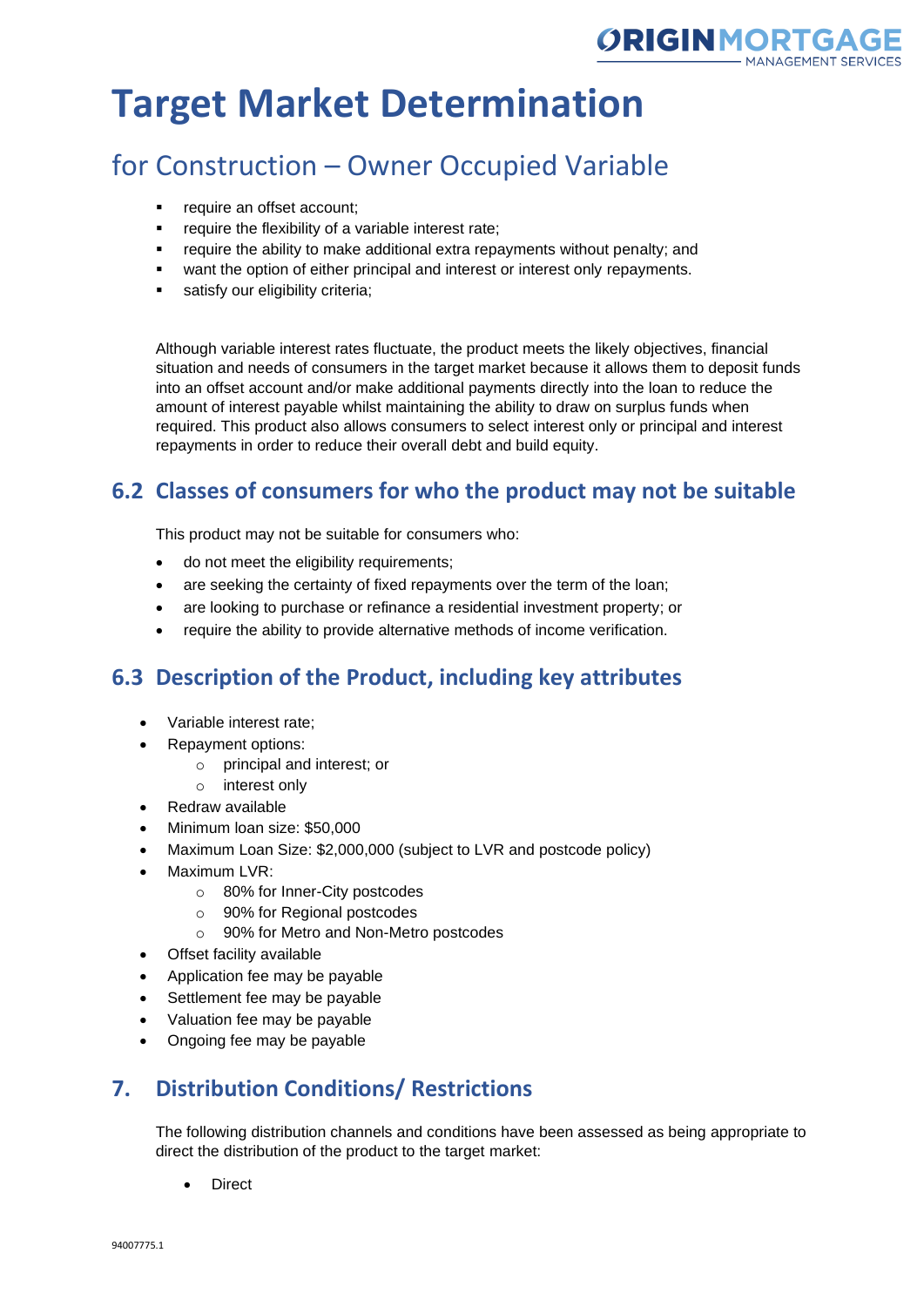# Target Market Determination

## for Construction – Owner Occupied Variable

- require an offset account;
- require the flexibility of a variable interest rate;
- require the ability to make additional extra repayments without penalty; and
- want the option of either principal and interest or interest only repayments.
- satisfy our eligibility criteria;

Although variable interest rates fluctuate, the product meets the likely objectives, financial situation and needs of consumers in the target market because it allows them to deposit funds into an offset account and/or make additional payments directly into the loan to reduce the amount of interest payable whilst maintaining the ability to draw on surplus funds when required. This product also allows consumers to select interest only or principal and interest repayments in order to reduce their overall debt and build equity.

## 6.2 Classes of consumers for who the product may not be suitable

This product may not be suitable for consumers who:

- do not meet the eligibility requirements;
- are seeking the certainty of fixed repayments over the term of the loan;
- are looking to purchase or refinance a residential investment property; or
- require the ability to provide alternative methods of income verification.

## 6.3 Description of the Product, including key attributes

- Variable interest rate;
- Repayment options:
  - principal and interest; or
  - interest only
- Redraw available
- Minimum loan size: $50,000
- Maximum Loan Size: $2,000,000 (subject to LVR and postcode policy)
- Maximum LVR:
  - 80% for Inner-City postcodes
  - 90% for Regional postcodes
  - 90% for Metro and Non-Metro postcodes
- Offset facility available
- Application fee may be payable
- Settlement fee may be payable
- Valuation fee may be payable
- Ongoing fee may be payable

## 7. Distribution Conditions/ Restrictions

The following distribution channels and conditions have been assessed as being appropriate to direct the distribution of the product to the target market:

- Direct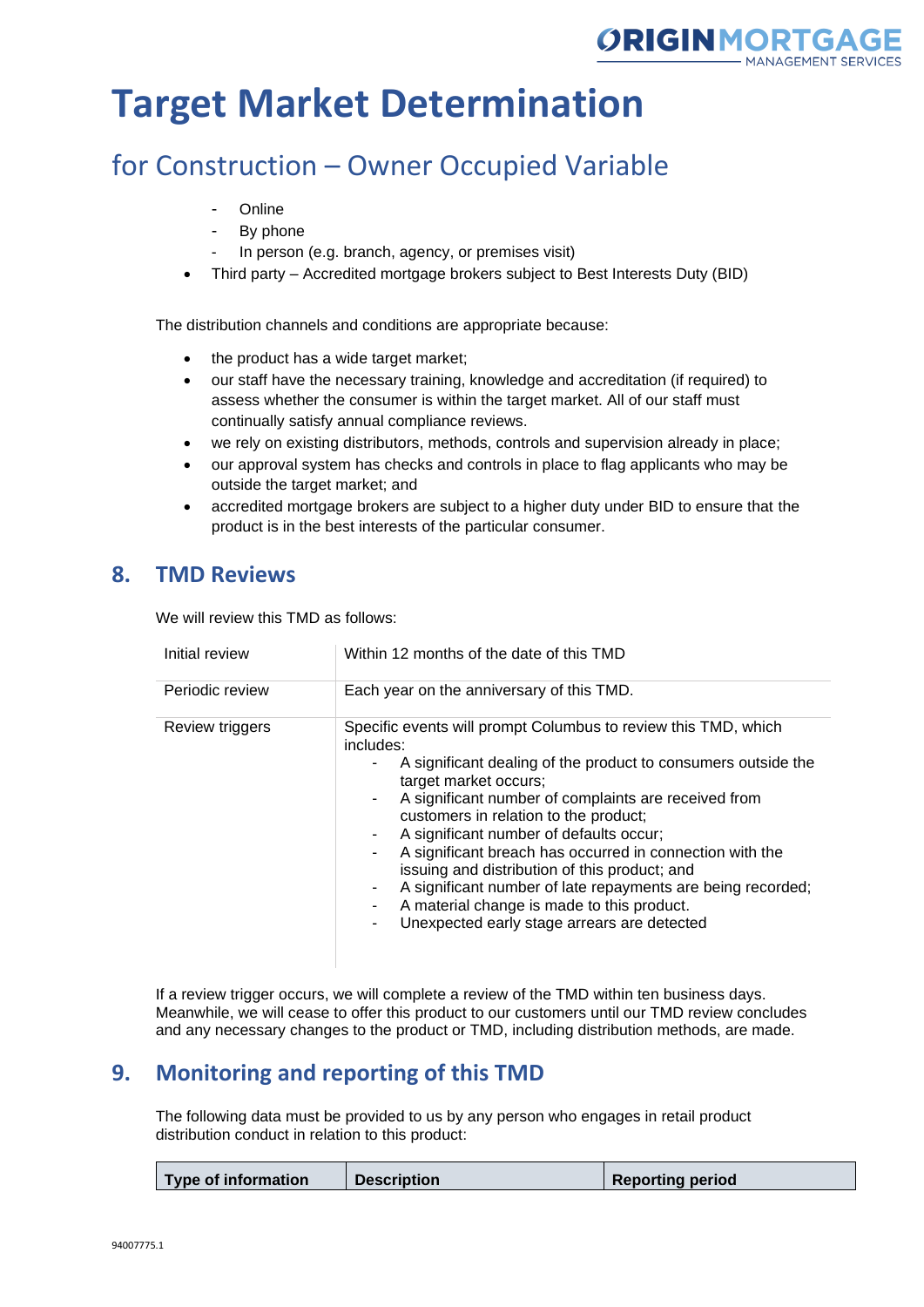# Target Market Determination

## for Construction – Owner Occupied Variable

  - Online
  - By phone
  - In person (e.g. branch, agency, or premises visit)
- Third party – Accredited mortgage brokers subject to Best Interests Duty (BID)

The distribution channels and conditions are appropriate because:

- the product has a wide target market;
- our staff have the necessary training, knowledge and accreditation (if required) to assess whether the consumer is within the target market. All of our staff must continually satisfy annual compliance reviews.
- we rely on existing distributors, methods, controls and supervision already in place;
- our approval system has checks and controls in place to flag applicants who may be outside the target market; and
- accredited mortgage brokers are subject to a higher duty under BID to ensure that the product is in the best interests of the particular consumer.

## 8. TMD Reviews

We will review this TMD as follows:

| | |
|---|---|
| Initial review | Within 12 months of the date of this TMD |
| Periodic review | Each year on the anniversary of this TMD. |
| Review triggers | Specific events will prompt Columbus to review this TMD, which includes:<br>- A significant dealing of the product to consumers outside the target market occurs;<br>- A significant number of complaints are received from customers in relation to the product;<br>- A significant number of defaults occur;<br>- A significant breach has occurred in connection with the issuing and distribution of this product; and<br>- A significant number of late repayments are being recorded;<br>- A material change is made to this product.<br>- Unexpected early stage arrears are detected |

If a review trigger occurs, we will complete a review of the TMD within ten business days. Meanwhile, we will cease to offer this product to our customers until our TMD review concludes and any necessary changes to the product or TMD, including distribution methods, are made.

## 9. Monitoring and reporting of this TMD

The following data must be provided to us by any person who engages in retail product distribution conduct in relation to this product:

| Type of information | Description | Reporting period |
|---|---|---|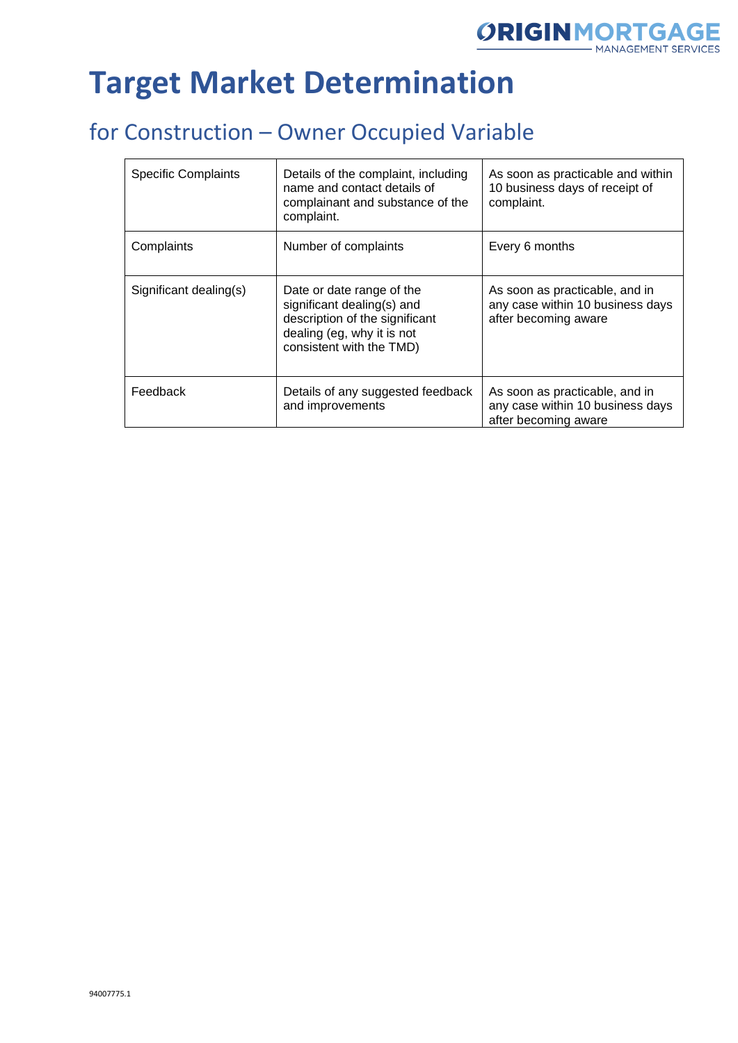# Target Market Determination

## for Construction – Owner Occupied Variable

| | | |
|---|---|---|
| Specific Complaints | Details of the complaint, including name and contact details of complainant and substance of the complaint. | As soon as practicable and within 10 business days of receipt of complaint. |
| Complaints | Number of complaints | Every 6 months |
| Significant dealing(s) | Date or date range of the significant dealing(s) and description of the significant dealing (eg, why it is not consistent with the TMD) | As soon as practicable, and in any case within 10 business days after becoming aware |
| Feedback | Details of any suggested feedback and improvements | As soon as practicable, and in any case within 10 business days after becoming aware |

94007775.1